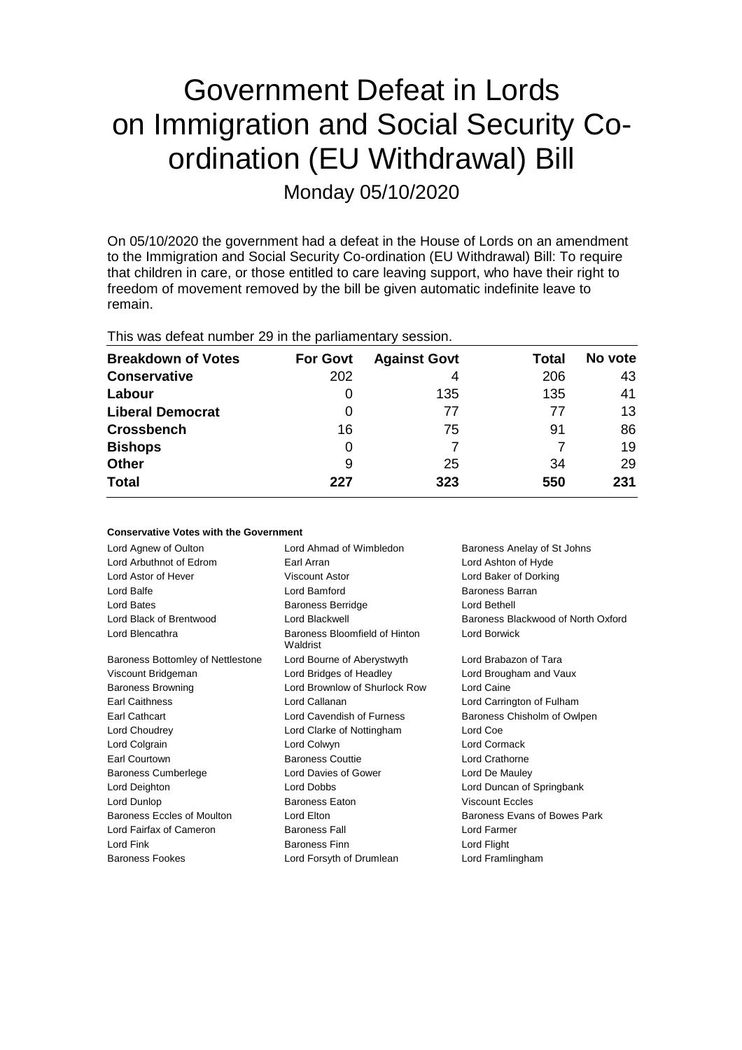# Government Defeat in Lords on Immigration and Social Security Co-ordination (EU Withdrawal) Bill

Monday 05/10/2020

On 05/10/2020 the government had a defeat in the House of Lords on an amendment to the Immigration and Social Security Co-ordination (EU Withdrawal) Bill: To require that children in care, or those entitled to care leaving support, who have their right to freedom of movement removed by the bill be given automatic indefinite leave to remain.

This was defeat number 29 in the parliamentary session.

| Breakdown of Votes | For Govt | Against Govt | Total | No vote |
|---|---|---|---|---|
| **Conservative** | 202 | 4 | 206 | 43 |
| **Labour** | 0 | 135 | 135 | 41 |
| **Liberal Democrat** | 0 | 77 | 77 | 13 |
| **Crossbench** | 16 | 75 | 91 | 86 |
| **Bishops** | 0 | 7 | 7 | 19 |
| **Other** | 9 | 25 | 34 | 29 |
| **Total** | **227** | **323** | **550** | **231** |

### Conservative Votes with the Government

| | | |
|---|---|---|
| Lord Agnew of Oulton | Lord Ahmad of Wimbledon | Baroness Anelay of St Johns |
| Lord Arbuthnot of Edrom | Earl Arran | Lord Ashton of Hyde |
| Lord Astor of Hever | Viscount Astor | Lord Baker of Dorking |
| Lord Balfe | Lord Bamford | Baroness Barran |
| Lord Bates | Baroness Berridge | Lord Bethell |
| Lord Black of Brentwood | Lord Blackwell | Baroness Blackwood of North Oxford |
| Lord Blencathra | Baroness Bloomfield of Hinton Waldrist | Lord Borwick |
| Baroness Bottomley of Nettlestone | Lord Bourne of Aberystwyth | Lord Brabazon of Tara |
| Viscount Bridgeman | Lord Bridges of Headley | Lord Brougham and Vaux |
| Baroness Browning | Lord Brownlow of Shurlock Row | Lord Caine |
| Earl Caithness | Lord Callanan | Lord Carrington of Fulham |
| Earl Cathcart | Lord Cavendish of Furness | Baroness Chisholm of Owlpen |
| Lord Choudrey | Lord Clarke of Nottingham | Lord Coe |
| Lord Colgrain | Lord Colwyn | Lord Cormack |
| Earl Courtown | Baroness Couttie | Lord Crathorne |
| Baroness Cumberlege | Lord Davies of Gower | Lord De Mauley |
| Lord Deighton | Lord Dobbs | Lord Duncan of Springbank |
| Lord Dunlop | Baroness Eaton | Viscount Eccles |
| Baroness Eccles of Moulton | Lord Elton | Baroness Evans of Bowes Park |
| Lord Fairfax of Cameron | Baroness Fall | Lord Farmer |
| Lord Fink | Baroness Finn | Lord Flight |
| Baroness Fookes | Lord Forsyth of Drumlean | Lord Framlingham |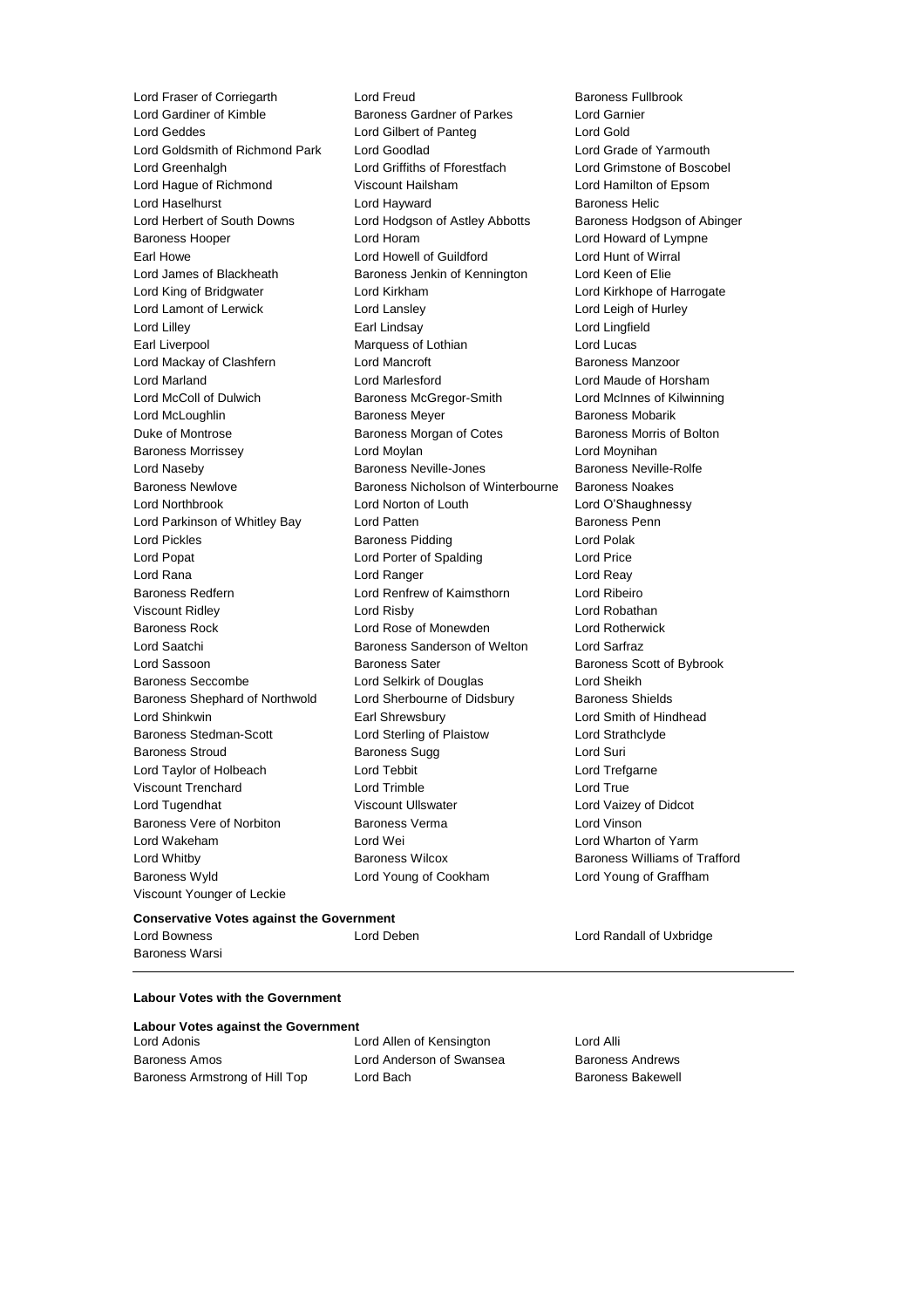Lord Fraser of Corriegarth
Lord Freud
Baroness Fullbrook
Lord Gardiner of Kimble
Baroness Gardner of Parkes
Lord Garnier
Lord Geddes
Lord Gilbert of Panteg
Lord Gold
Lord Goldsmith of Richmond Park
Lord Goodlad
Lord Grade of Yarmouth
Lord Greenhalgh
Lord Griffiths of Fforestfach
Lord Grimstone of Boscobel
Lord Hague of Richmond
Viscount Hailsham
Lord Hamilton of Epsom
Lord Haselhurst
Lord Hayward
Baroness Helic
Lord Herbert of South Downs
Lord Hodgson of Astley Abbotts
Baroness Hodgson of Abinger
Baroness Hooper
Lord Horam
Lord Howard of Lympne
Earl Howe
Lord Howell of Guildford
Lord Hunt of Wirral
Lord James of Blackheath
Baroness Jenkin of Kennington
Lord Keen of Elie
Lord King of Bridgwater
Lord Kirkham
Lord Kirkhope of Harrogate
Lord Lamont of Lerwick
Lord Lansley
Lord Leigh of Hurley
Lord Lilley
Earl Lindsay
Lord Lingfield
Earl Liverpool
Marquess of Lothian
Lord Lucas
Lord Mackay of Clashfern
Lord Mancroft
Baroness Manzoor
Lord Marland
Lord Marlesford
Lord Maude of Horsham
Lord McColl of Dulwich
Baroness McGregor-Smith
Lord McInnes of Kilwinning
Lord McLoughlin
Baroness Meyer
Baroness Mobarik
Duke of Montrose
Baroness Morgan of Cotes
Baroness Morris of Bolton
Baroness Morrissey
Lord Moylan
Lord Moynihan
Lord Naseby
Baroness Neville-Jones
Baroness Neville-Rolfe
Baroness Newlove
Baroness Nicholson of Winterbourne
Baroness Noakes
Lord Northbrook
Lord Norton of Louth
Lord O'Shaughnessy
Lord Parkinson of Whitley Bay
Lord Patten
Baroness Penn
Lord Pickles
Baroness Pidding
Lord Polak
Lord Popat
Lord Porter of Spalding
Lord Price
Lord Rana
Lord Ranger
Lord Reay
Baroness Redfern
Lord Renfrew of Kaimsthorn
Lord Ribeiro
Viscount Ridley
Lord Risby
Lord Robathan
Baroness Rock
Lord Rose of Monewden
Lord Rotherwick
Lord Saatchi
Baroness Sanderson of Welton
Lord Sarfraz
Lord Sassoon
Baroness Sater
Baroness Scott of Bybrook
Baroness Seccombe
Lord Selkirk of Douglas
Lord Sheikh
Baroness Shephard of Northwold
Lord Sherbourne of Didsbury
Baroness Shields
Lord Shinkwin
Earl Shrewsbury
Lord Smith of Hindhead
Baroness Stedman-Scott
Lord Sterling of Plaistow
Lord Strathclyde
Baroness Stroud
Baroness Sugg
Lord Suri
Lord Taylor of Holbeach
Lord Tebbit
Lord Trefgarne
Viscount Trenchard
Lord Trimble
Lord True
Lord Tugendhat
Viscount Ullswater
Lord Vaizey of Didcot
Baroness Vere of Norbiton
Baroness Verma
Lord Vinson
Lord Wakeham
Lord Wei
Lord Wharton of Yarm
Lord Whitby
Baroness Wilcox
Baroness Williams of Trafford
Baroness Wyld
Lord Young of Cookham
Lord Young of Graffham
Viscount Younger of Leckie

**Conservative Votes against the Government**

Lord Bowness
Lord Deben
Lord Randall of Uxbridge
Baroness Warsi

---

**Labour Votes with the Government**

**Labour Votes against the Government**

Lord Adonis
Lord Allen of Kensington
Lord Alli
Baroness Amos
Lord Anderson of Swansea
Baroness Andrews
Baroness Armstrong of Hill Top
Lord Bach
Baroness Bakewell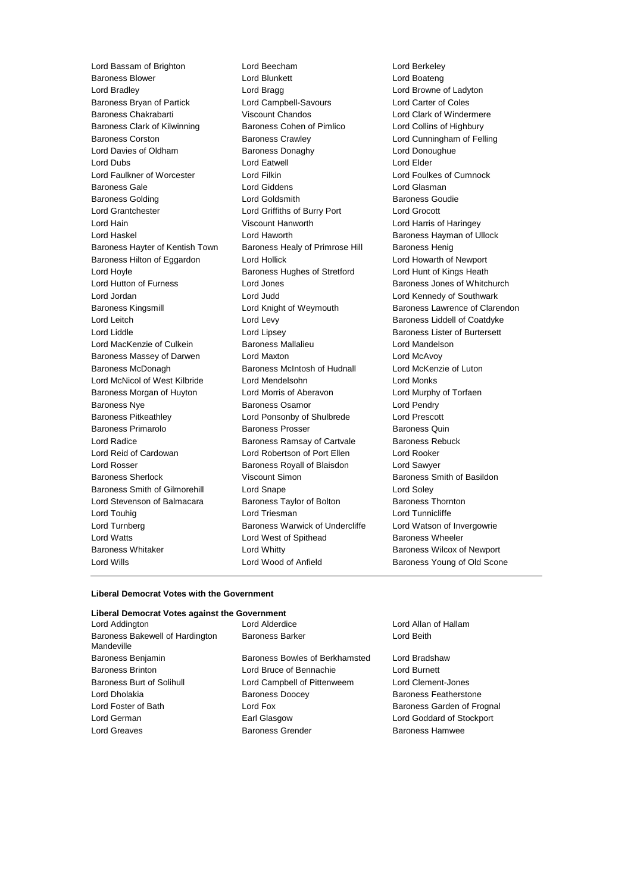Lord Bassam of Brighton
Lord Beecham
Lord Berkeley
Baroness Blower
Lord Blunkett
Lord Boateng
Lord Bradley
Lord Bragg
Lord Browne of Ladyton
Baroness Bryan of Partick
Lord Campbell-Savours
Lord Carter of Coles
Baroness Chakrabarti
Viscount Chandos
Lord Clark of Windermere
Baroness Clark of Kilwinning
Baroness Cohen of Pimlico
Lord Collins of Highbury
Baroness Corston
Baroness Crawley
Lord Cunningham of Felling
Lord Davies of Oldham
Baroness Donaghy
Lord Donoughue
Lord Dubs
Lord Eatwell
Lord Elder
Lord Faulkner of Worcester
Lord Filkin
Lord Foulkes of Cumnock
Baroness Gale
Lord Giddens
Lord Glasman
Baroness Golding
Lord Goldsmith
Baroness Goudie
Lord Grantchester
Lord Griffiths of Burry Port
Lord Grocott
Lord Hain
Viscount Hanworth
Lord Harris of Haringey
Lord Haskel
Lord Haworth
Baroness Hayman of Ullock
Baroness Hayter of Kentish Town
Baroness Healy of Primrose Hill
Baroness Henig
Baroness Hilton of Eggardon
Lord Hollick
Lord Howarth of Newport
Lord Hoyle
Baroness Hughes of Stretford
Lord Hunt of Kings Heath
Lord Hutton of Furness
Lord Jones
Baroness Jones of Whitchurch
Lord Jordan
Lord Judd
Lord Kennedy of Southwark
Baroness Kingsmill
Lord Knight of Weymouth
Baroness Lawrence of Clarendon
Lord Leitch
Lord Levy
Baroness Liddell of Coatdyke
Lord Liddle
Lord Lipsey
Baroness Lister of Burtersett
Lord MacKenzie of Culkein
Baroness Mallalieu
Lord Mandelson
Baroness Massey of Darwen
Lord Maxton
Lord McAvoy
Baroness McDonagh
Baroness McIntosh of Hudnall
Lord McKenzie of Luton
Lord McNicol of West Kilbride
Lord Mendelsohn
Lord Monks
Baroness Morgan of Huyton
Lord Morris of Aberavon
Lord Murphy of Torfaen
Baroness Nye
Baroness Osamor
Lord Pendry
Baroness Pitkeathley
Lord Ponsonby of Shulbrede
Lord Prescott
Baroness Primarolo
Baroness Prosser
Baroness Quin
Lord Radice
Baroness Ramsay of Cartvale
Baroness Rebuck
Lord Reid of Cardowan
Lord Robertson of Port Ellen
Lord Rooker
Lord Rosser
Baroness Royall of Blaisdon
Lord Sawyer
Baroness Sherlock
Viscount Simon
Baroness Smith of Basildon
Baroness Smith of Gilmorehill
Lord Snape
Lord Soley
Lord Stevenson of Balmacara
Baroness Taylor of Bolton
Baroness Thornton
Lord Touhig
Lord Triesman
Lord Tunnicliffe
Lord Turnberg
Baroness Warwick of Undercliffe
Lord Watson of Invergowrie
Lord Watts
Lord West of Spithead
Baroness Wheeler
Baroness Whitaker
Lord Whitty
Baroness Wilcox of Newport
Lord Wills
Lord Wood of Anfield
Baroness Young of Old Scone

---

**Liberal Democrat Votes with the Government**

**Liberal Democrat Votes against the Government**

Lord Addington
Lord Alderdice
Lord Allan of Hallam
Baroness Bakewell of Hardington Mandeville
Baroness Barker
Lord Beith
Baroness Benjamin
Baroness Bowles of Berkhamsted
Lord Bradshaw
Baroness Brinton
Lord Bruce of Bennachie
Lord Burnett
Baroness Burt of Solihull
Lord Campbell of Pittenweem
Lord Clement-Jones
Lord Dholakia
Baroness Doocey
Baroness Featherstone
Lord Foster of Bath
Lord Fox
Baroness Garden of Frognal
Lord German
Earl Glasgow
Lord Goddard of Stockport
Lord Greaves
Baroness Grender
Baroness Hamwee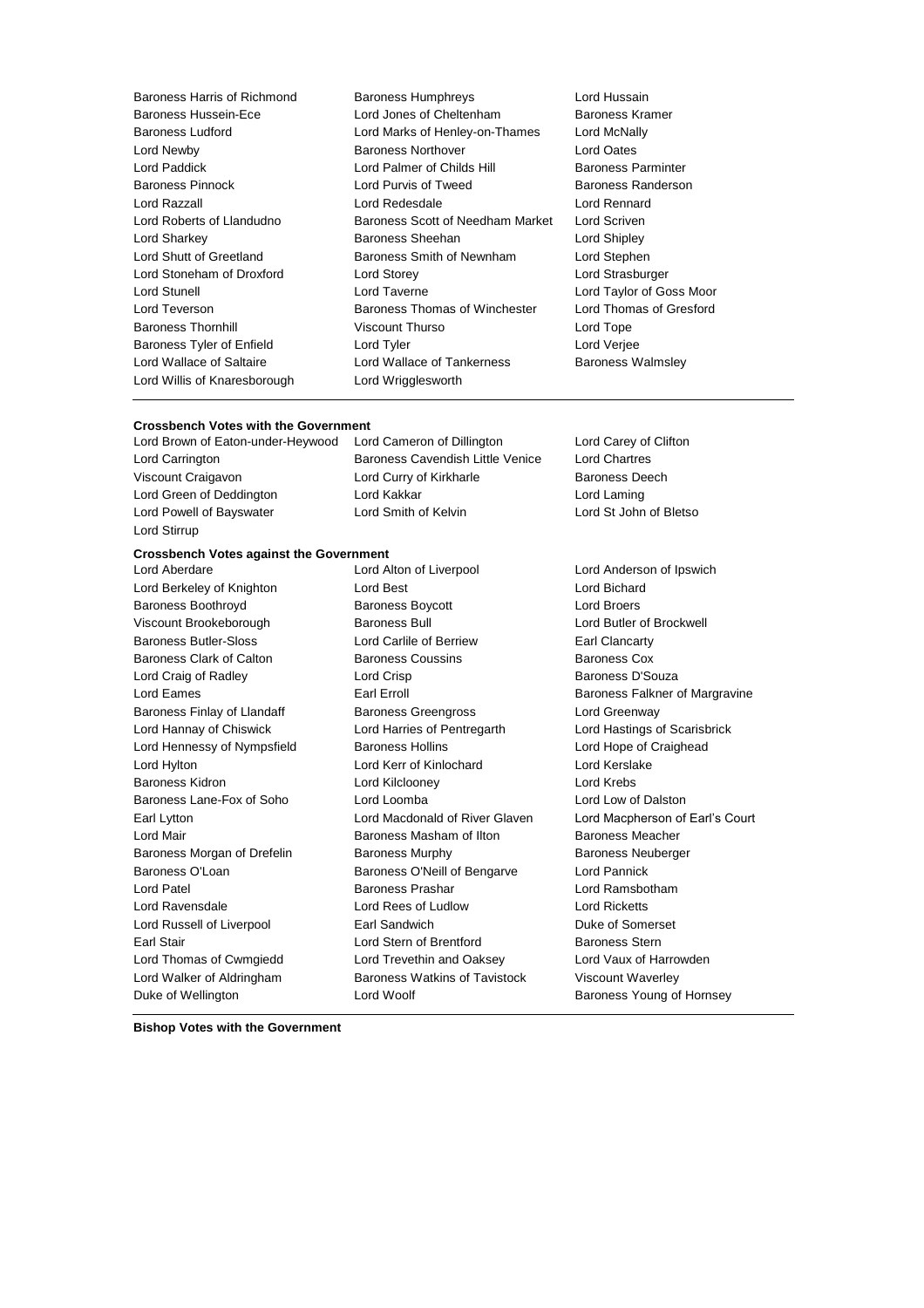Baroness Harris of Richmond
Baroness Humphreys
Lord Hussain
Baroness Hussein-Ece
Lord Jones of Cheltenham
Baroness Kramer
Baroness Ludford
Lord Marks of Henley-on-Thames
Lord McNally
Lord Newby
Baroness Northover
Lord Oates
Lord Paddick
Lord Palmer of Childs Hill
Baroness Parminter
Baroness Pinnock
Lord Purvis of Tweed
Baroness Randerson
Lord Razzall
Lord Redesdale
Lord Rennard
Lord Roberts of Llandudno
Baroness Scott of Needham Market
Lord Scriven
Lord Sharkey
Baroness Sheehan
Lord Shipley
Lord Shutt of Greetland
Baroness Smith of Newnham
Lord Stephen
Lord Stoneham of Droxford
Lord Storey
Lord Strasburger
Lord Stunell
Lord Taverne
Lord Taylor of Goss Moor
Lord Teverson
Baroness Thomas of Winchester
Lord Thomas of Gresford
Baroness Thornhill
Viscount Thurso
Lord Tope
Baroness Tyler of Enfield
Lord Tyler
Lord Verjee
Lord Wallace of Saltaire
Lord Wallace of Tankerness
Baroness Walmsley
Lord Willis of Knaresborough
Lord Wrigglesworth

**Crossbench Votes with the Government**

Lord Brown of Eaton-under-Heywood
Lord Cameron of Dillington
Lord Carey of Clifton
Lord Carrington
Baroness Cavendish Little Venice
Lord Chartres
Viscount Craigavon
Lord Curry of Kirkharle
Baroness Deech
Lord Green of Deddington
Lord Kakkar
Lord Laming
Lord Powell of Bayswater
Lord Smith of Kelvin
Lord St John of Bletso
Lord Stirrup

**Crossbench Votes against the Government**

Lord Aberdare
Lord Alton of Liverpool
Lord Anderson of Ipswich
Lord Berkeley of Knighton
Lord Best
Lord Bichard
Baroness Boothroyd
Baroness Boycott
Lord Broers
Viscount Brookeborough
Baroness Bull
Lord Butler of Brockwell
Baroness Butler-Sloss
Lord Carlile of Berriew
Earl Clancarty
Baroness Clark of Calton
Baroness Coussins
Baroness Cox
Lord Craig of Radley
Lord Crisp
Baroness D'Souza
Lord Eames
Earl Erroll
Baroness Falkner of Margravine
Baroness Finlay of Llandaff
Baroness Greengross
Lord Greenway
Lord Hannay of Chiswick
Lord Harries of Pentregarth
Lord Hastings of Scarisbrick
Lord Hennessy of Nympsfield
Baroness Hollins
Lord Hope of Craighead
Lord Hylton
Lord Kerr of Kinlochard
Lord Kerslake
Baroness Kidron
Lord Kilclooney
Lord Krebs
Baroness Lane-Fox of Soho
Lord Loomba
Lord Low of Dalston
Earl Lytton
Lord Macdonald of River Glaven
Lord Macpherson of Earl's Court
Lord Mair
Baroness Masham of Ilton
Baroness Meacher
Baroness Morgan of Drefelin
Baroness Murphy
Baroness Neuberger
Baroness O'Loan
Baroness O'Neill of Bengarve
Lord Pannick
Lord Patel
Baroness Prashar
Lord Ramsbotham
Lord Ravensdale
Lord Rees of Ludlow
Lord Ricketts
Lord Russell of Liverpool
Earl Sandwich
Duke of Somerset
Earl Stair
Lord Stern of Brentford
Baroness Stern
Lord Thomas of Cwmgiedd
Lord Trevethin and Oaksey
Lord Vaux of Harrowden
Lord Walker of Aldringham
Baroness Watkins of Tavistock
Viscount Waverley
Duke of Wellington
Lord Woolf
Baroness Young of Hornsey

**Bishop Votes with the Government**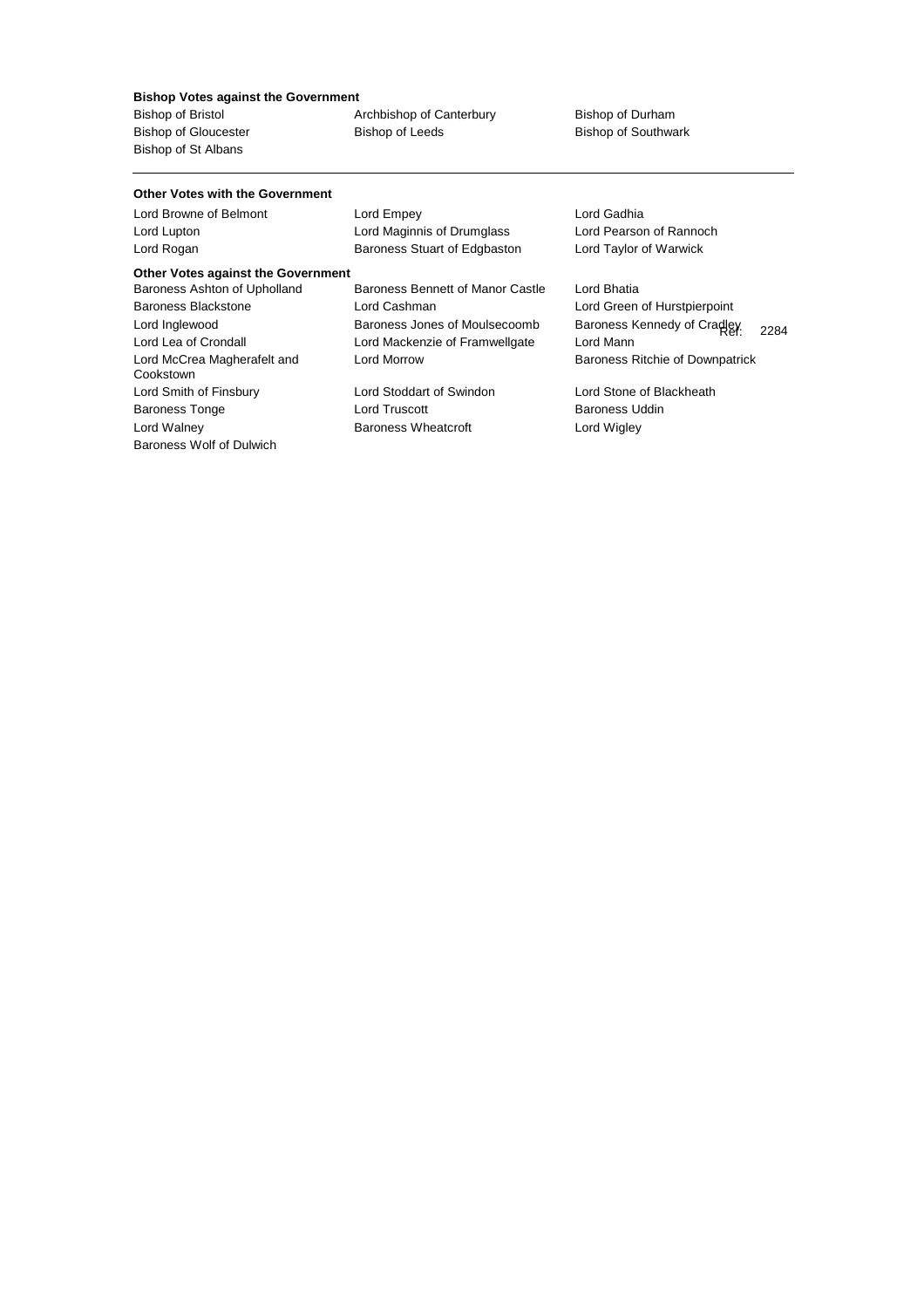**Bishop Votes against the Government**

Bishop of Bristol
Archbishop of Canterbury
Bishop of Durham
Bishop of Gloucester
Bishop of Leeds
Bishop of Southwark
Bishop of St Albans

---

**Other Votes with the Government**

Lord Browne of Belmont
Lord Empey
Lord Gadhia
Lord Lupton
Lord Maginnis of Drumglass
Lord Pearson of Rannoch
Lord Rogan
Baroness Stuart of Edgbaston
Lord Taylor of Warwick

**Other Votes against the Government**

Baroness Ashton of Upholland
Baroness Bennett of Manor Castle
Lord Bhatia
Baroness Blackstone
Lord Cashman
Lord Green of Hurstpierpoint
Lord Inglewood
Baroness Jones of Moulsecoomb
Baroness Kennedy of Cradley
Lord Lea of Crondall
Lord Mackenzie of Framwellgate
Lord Mann
Lord McCrea Magherafelt and Cookstown
Lord Morrow
Baroness Ritchie of Downpatrick
Lord Smith of Finsbury
Lord Stoddart of Swindon
Lord Stone of Blackheath
Baroness Tonge
Lord Truscott
Baroness Uddin
Lord Walney
Baroness Wheatcroft
Lord Wigley
Baroness Wolf of Dulwich

Ref: 2284